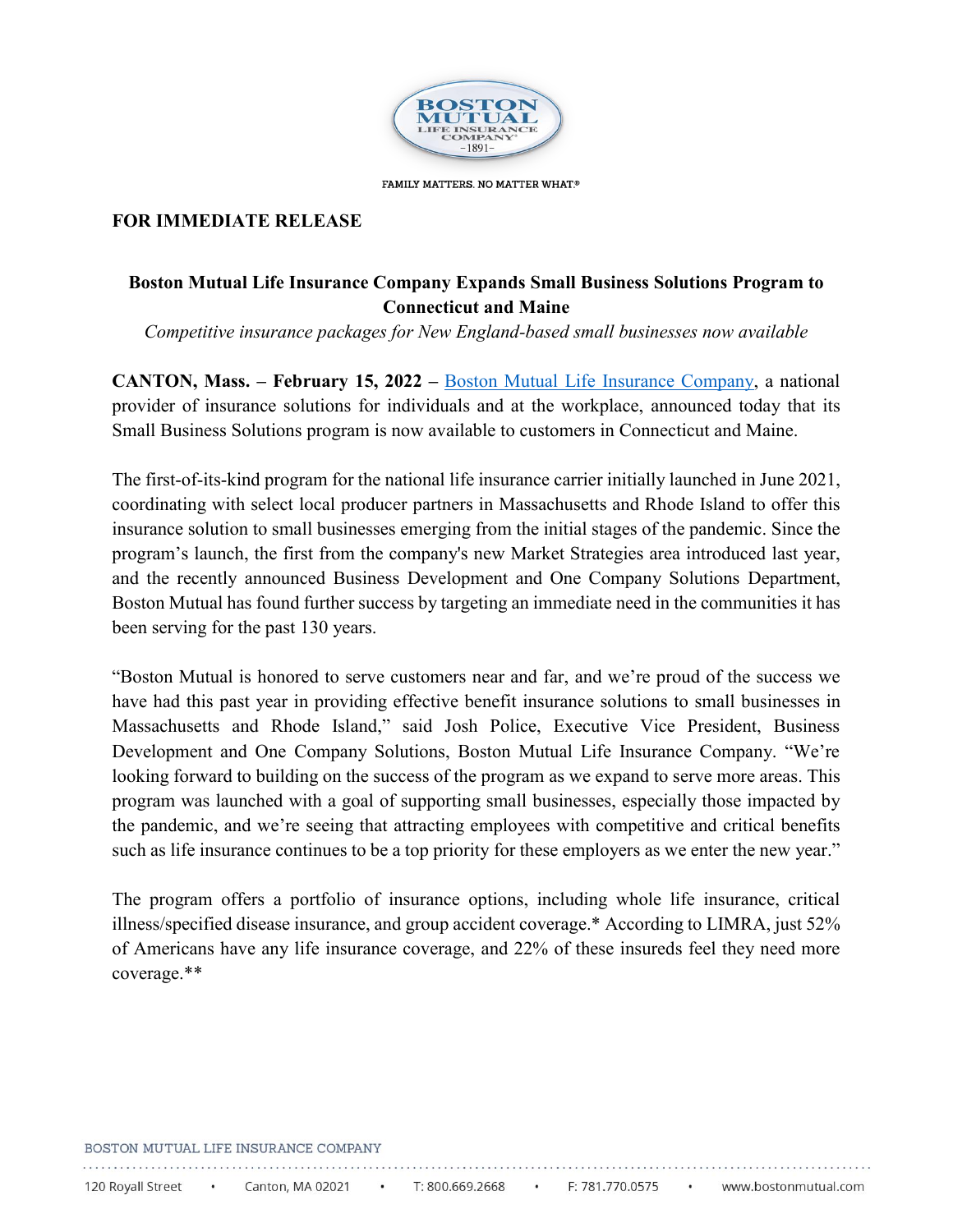**FOR IMMEDIATE RELEASE**

# Boston Mutual Life Insurance Company Expands Small Business Solutions Program to Connecticut and Maine

*Competitive insurance packages for New England-based small businesses now available*

**CANTON, Mass. – February 15, 2022 –** Boston Mutual Life Insurance Company, a national provider of insurance solutions for individuals and at the workplace, announced today that its Small Business Solutions program is now available to customers in Connecticut and Maine.

The first-of-its-kind program for the national life insurance carrier initially launched in June 2021, coordinating with select local producer partners in Massachusetts and Rhode Island to offer this insurance solution to small businesses emerging from the initial stages of the pandemic. Since the program's launch, the first from the company's new Market Strategies area introduced last year, and the recently announced Business Development and One Company Solutions Department, Boston Mutual has found further success by targeting an immediate need in the communities it has been serving for the past 130 years.

"Boston Mutual is honored to serve customers near and far, and we're proud of the success we have had this past year in providing effective benefit insurance solutions to small businesses in Massachusetts and Rhode Island," said Josh Police, Executive Vice President, Business Development and One Company Solutions, Boston Mutual Life Insurance Company. "We're looking forward to building on the success of the program as we expand to serve more areas. This program was launched with a goal of supporting small businesses, especially those impacted by the pandemic, and we're seeing that attracting employees with competitive and critical benefits such as life insurance continues to be a top priority for these employers as we enter the new year."

The program offers a portfolio of insurance options, including whole life insurance, critical illness/specified disease insurance, and group accident coverage.* According to LIMRA, just 52% of Americans have any life insurance coverage, and 22% of these insureds feel they need more coverage.**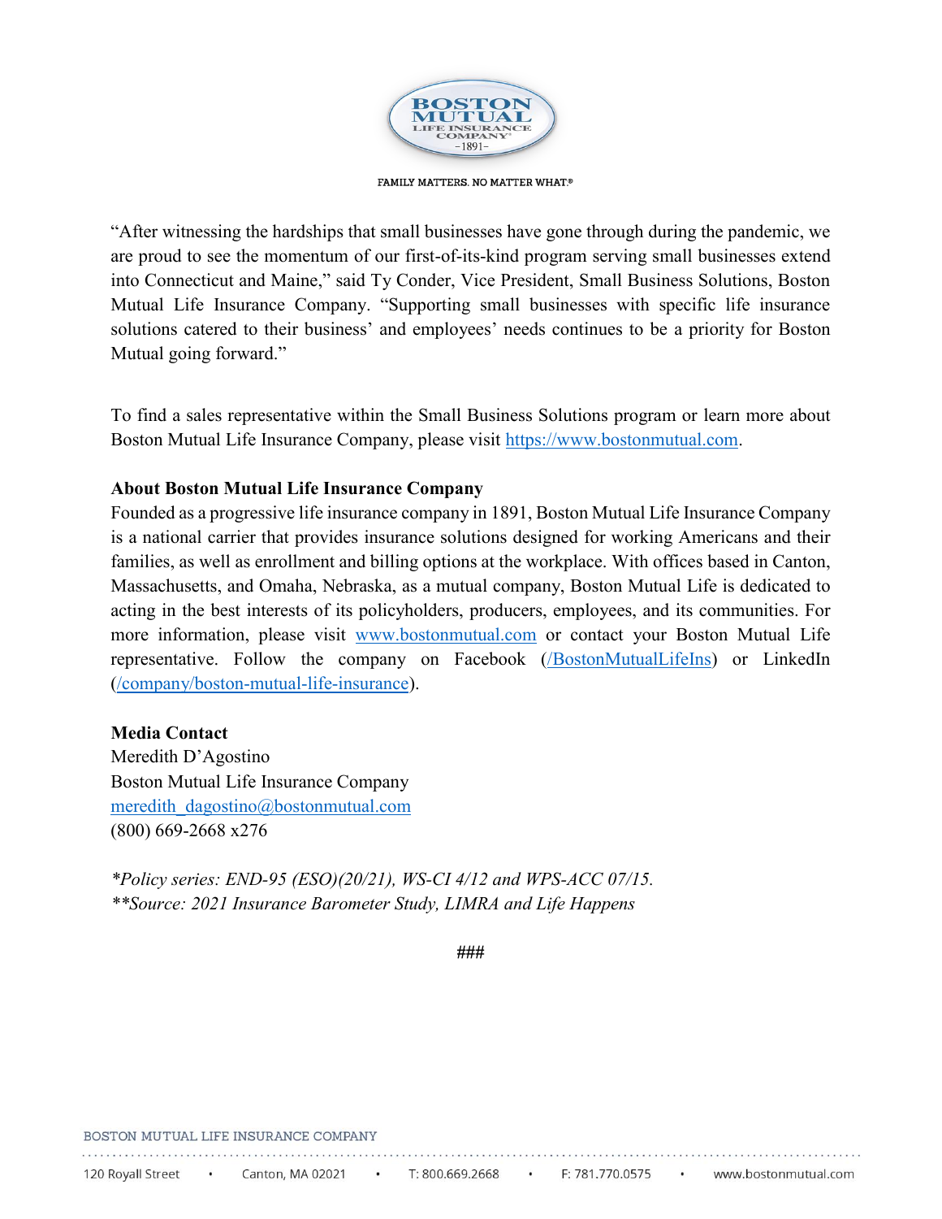"After witnessing the hardships that small businesses have gone through during the pandemic, we are proud to see the momentum of our first-of-its-kind program serving small businesses extend into Connecticut and Maine," said Ty Conder, Vice President, Small Business Solutions, Boston Mutual Life Insurance Company. "Supporting small businesses with specific life insurance solutions catered to their business' and employees' needs continues to be a priority for Boston Mutual going forward."

To find a sales representative within the Small Business Solutions program or learn more about Boston Mutual Life Insurance Company, please visit https://www.bostonmutual.com.

**About Boston Mutual Life Insurance Company**

Founded as a progressive life insurance company in 1891, Boston Mutual Life Insurance Company is a national carrier that provides insurance solutions designed for working Americans and their families, as well as enrollment and billing options at the workplace. With offices based in Canton, Massachusetts, and Omaha, Nebraska, as a mutual company, Boston Mutual Life is dedicated to acting in the best interests of its policyholders, producers, employees, and its communities. For more information, please visit www.bostonmutual.com or contact your Boston Mutual Life representative. Follow the company on Facebook (/BostonMutualLifeIns) or LinkedIn (/company/boston-mutual-life-insurance).

**Media Contact**

Meredith D'Agostino
Boston Mutual Life Insurance Company
meredith_dagostino@bostonmutual.com
(800) 669-2668 x276

*\*Policy series: END-95 (ESO)(20/21), WS-CI 4/12 and WPS-ACC 07/15.*
*\*\*Source: 2021 Insurance Barometer Study, LIMRA and Life Happens*

###